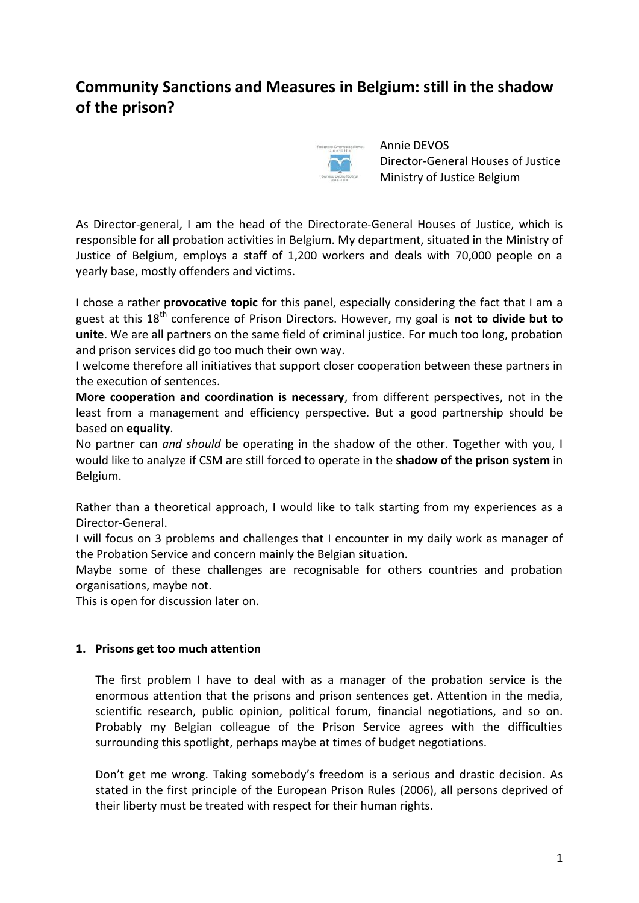# Community Sanctions and Measures in Belgium: still in the shadow of the prison?

Annie DEVOS
Director-General Houses of Justice
Ministry of Justice Belgium

As Director-general, I am the head of the Directorate-General Houses of Justice, which is responsible for all probation activities in Belgium. My department, situated in the Ministry of Justice of Belgium, employs a staff of 1,200 workers and deals with 70,000 people on a yearly base, mostly offenders and victims.

I chose a rather **provocative topic** for this panel, especially considering the fact that I am a guest at this 18th conference of Prison Directors. However, my goal is **not to divide but to unite**. We are all partners on the same field of criminal justice. For much too long, probation and prison services did go too much their own way.

I welcome therefore all initiatives that support closer cooperation between these partners in the execution of sentences.

**More cooperation and coordination is necessary**, from different perspectives, not in the least from a management and efficiency perspective. But a good partnership should be based on **equality**.

No partner can *and should* be operating in the shadow of the other. Together with you, I would like to analyze if CSM are still forced to operate in the **shadow of the prison system** in Belgium.

Rather than a theoretical approach, I would like to talk starting from my experiences as a Director-General.

I will focus on 3 problems and challenges that I encounter in my daily work as manager of the Probation Service and concern mainly the Belgian situation.

Maybe some of these challenges are recognisable for others countries and probation organisations, maybe not.

This is open for discussion later on.

## 1. Prisons get too much attention

The first problem I have to deal with as a manager of the probation service is the enormous attention that the prisons and prison sentences get. Attention in the media, scientific research, public opinion, political forum, financial negotiations, and so on. Probably my Belgian colleague of the Prison Service agrees with the difficulties surrounding this spotlight, perhaps maybe at times of budget negotiations.

Don't get me wrong. Taking somebody's freedom is a serious and drastic decision. As stated in the first principle of the European Prison Rules (2006), all persons deprived of their liberty must be treated with respect for their human rights.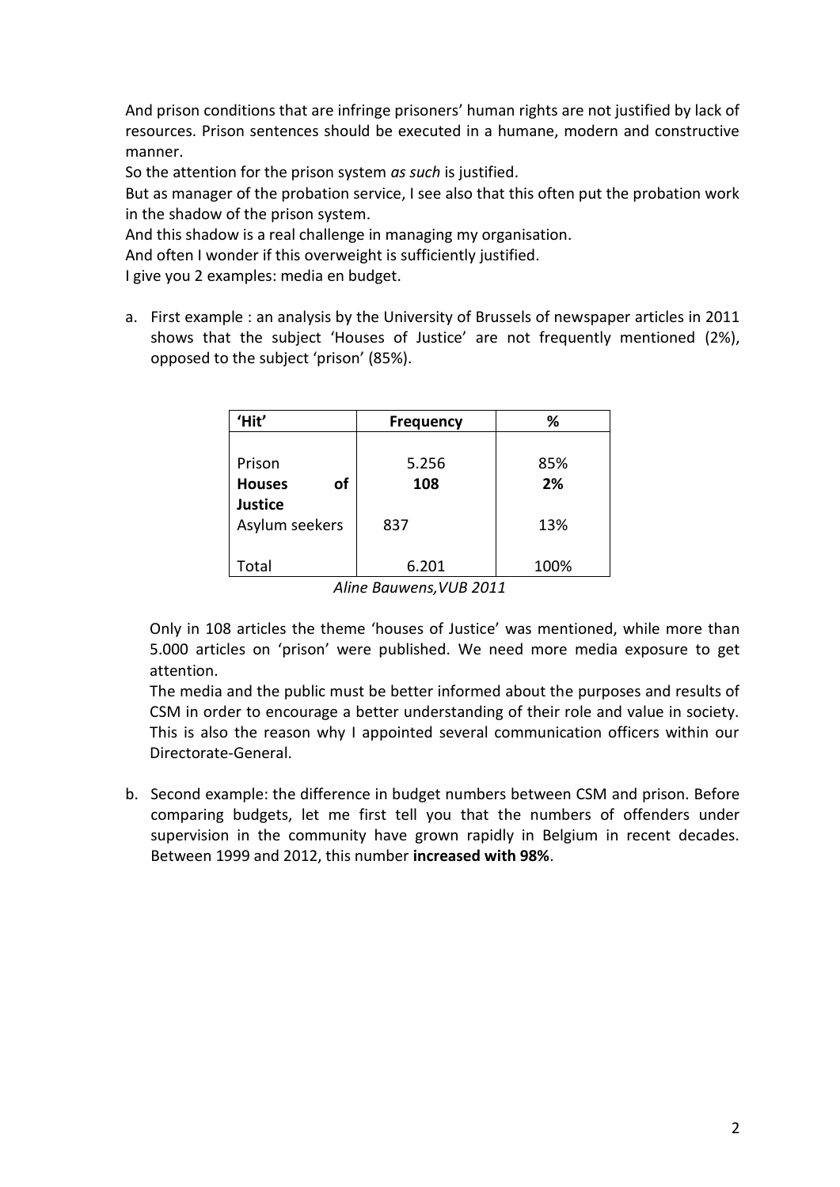And prison conditions that are infringe prisoners' human rights are not justified by lack of resources. Prison sentences should be executed in a humane, modern and constructive manner.

So the attention for the prison system *as such* is justified.

But as manager of the probation service, I see also that this often put the probation work in the shadow of the prison system.

And this shadow is a real challenge in managing my organisation.

And often I wonder if this overweight is sufficiently justified.

I give you 2 examples: media en budget.

a. First example : an analysis by the University of Brussels of newspaper articles in 2011 shows that the subject 'Houses of Justice' are not frequently mentioned (2%), opposed to the subject 'prison' (85%).

| 'Hit' | Frequency | % |
|---|---|---|
| Prison | 5.256 | 85% |
| **Houses of Justice** | **108** | **2%** |
| Asylum seekers | 837 | 13% |
| Total | 6.201 | 100% |

*Aline Bauwens,VUB 2011*

Only in 108 articles the theme 'houses of Justice' was mentioned, while more than 5.000 articles on 'prison' were published. We need more media exposure to get attention.

The media and the public must be better informed about the purposes and results of CSM in order to encourage a better understanding of their role and value in society. This is also the reason why I appointed several communication officers within our Directorate-General.

b. Second example: the difference in budget numbers between CSM and prison. Before comparing budgets, let me first tell you that the numbers of offenders under supervision in the community have grown rapidly in Belgium in recent decades. Between 1999 and 2012, this number **increased with 98%**.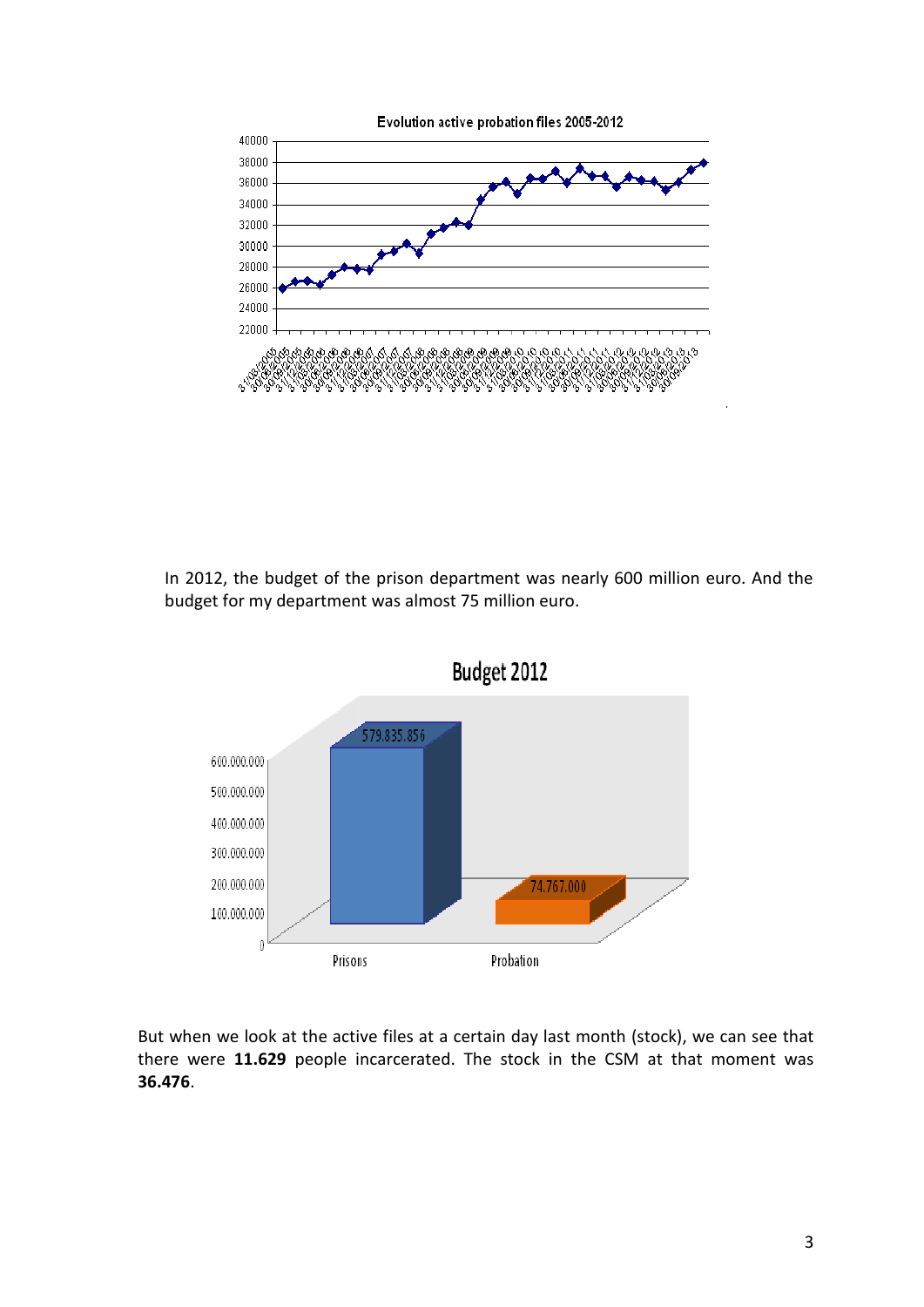Evolution active probation files 2005-2012

In 2012, the budget of the prison department was nearly 600 million euro. And the budget for my department was almost 75 million euro.

Budget 2012

| | Budget |
|---|---|
| Prisons | 579.835.856 |
| Probation | 74.767.000 |

But when we look at the active files at a certain day last month (stock), we can see that there were **11.629** people incarcerated. The stock in the CSM at that moment was **36.476**.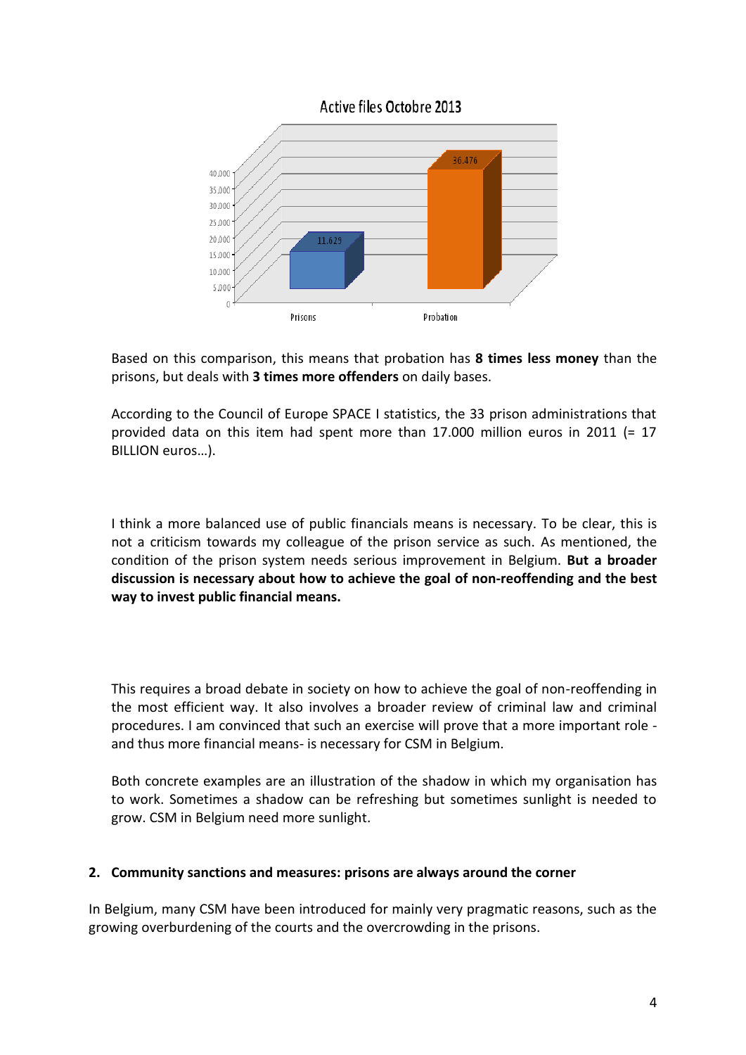Active files Octobre 2013

| | Prisons | Probation |
|---|---|---|
| Active files | 11.629 | 36.476 |

Based on this comparison, this means that probation has **8 times less money** than the prisons, but deals with **3 times more offenders** on daily bases.

According to the Council of Europe SPACE I statistics, the 33 prison administrations that provided data on this item had spent more than 17.000 million euros in 2011 (= 17 BILLION euros…).

I think a more balanced use of public financials means is necessary. To be clear, this is not a criticism towards my colleague of the prison service as such. As mentioned, the condition of the prison system needs serious improvement in Belgium. **But a broader discussion is necessary about how to achieve the goal of non-reoffending and the best way to invest public financial means.**

This requires a broad debate in society on how to achieve the goal of non-reoffending in the most efficient way. It also involves a broader review of criminal law and criminal procedures. I am convinced that such an exercise will prove that a more important role - and thus more financial means- is necessary for CSM in Belgium.

Both concrete examples are an illustration of the shadow in which my organisation has to work. Sometimes a shadow can be refreshing but sometimes sunlight is needed to grow. CSM in Belgium need more sunlight.

## 2. Community sanctions and measures: prisons are always around the corner

In Belgium, many CSM have been introduced for mainly very pragmatic reasons, such as the growing overburdening of the courts and the overcrowding in the prisons.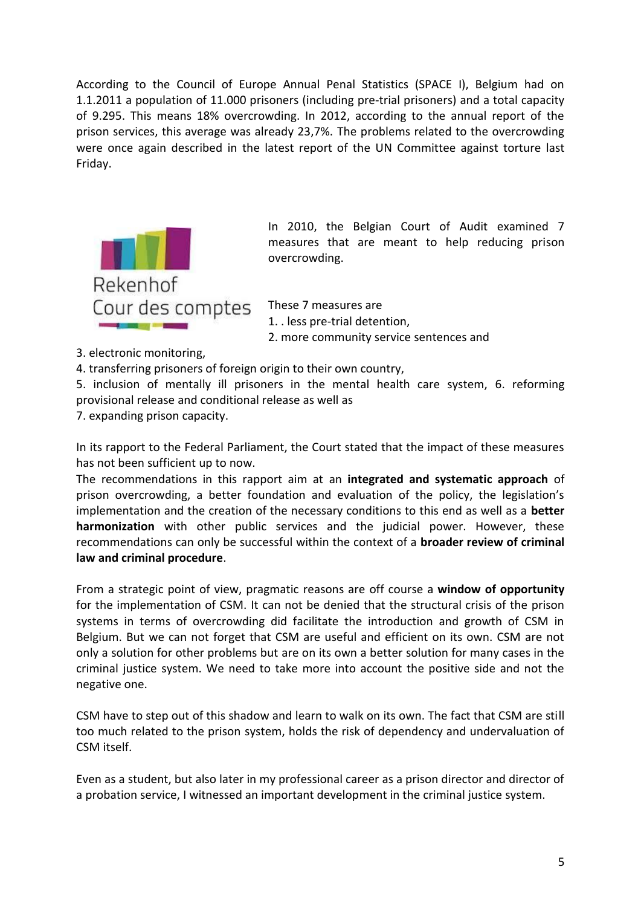According to the Council of Europe Annual Penal Statistics (SPACE I), Belgium had on 1.1.2011 a population of 11.000 prisoners (including pre-trial prisoners) and a total capacity of 9.295. This means 18% overcrowding. In 2012, according to the annual report of the prison services, this average was already 23,7%. The problems related to the overcrowding were once again described in the latest report of the UN Committee against torture last Friday.

Rekenhof
Cour des comptes

In 2010, the Belgian Court of Audit examined 7 measures that are meant to help reducing prison overcrowding.

These 7 measures are
1. . less pre-trial detention,
2. more community service sentences and
3. electronic monitoring,
4. transferring prisoners of foreign origin to their own country,
5. inclusion of mentally ill prisoners in the mental health care system, 6. reforming provisional release and conditional release as well as
7. expanding prison capacity.

In its rapport to the Federal Parliament, the Court stated that the impact of these measures has not been sufficient up to now.
The recommendations in this rapport aim at an **integrated and systematic approach** of prison overcrowding, a better foundation and evaluation of the policy, the legislation's implementation and the creation of the necessary conditions to this end as well as a **better harmonization** with other public services and the judicial power. However, these recommendations can only be successful within the context of a **broader review of criminal law and criminal procedure**.

From a strategic point of view, pragmatic reasons are off course a **window of opportunity** for the implementation of CSM. It can not be denied that the structural crisis of the prison systems in terms of overcrowding did facilitate the introduction and growth of CSM in Belgium. But we can not forget that CSM are useful and efficient on its own. CSM are not only a solution for other problems but are on its own a better solution for many cases in the criminal justice system. We need to take more into account the positive side and not the negative one.

CSM have to step out of this shadow and learn to walk on its own. The fact that CSM are still too much related to the prison system, holds the risk of dependency and undervaluation of CSM itself.

Even as a student, but also later in my professional career as a prison director and director of a probation service, I witnessed an important development in the criminal justice system.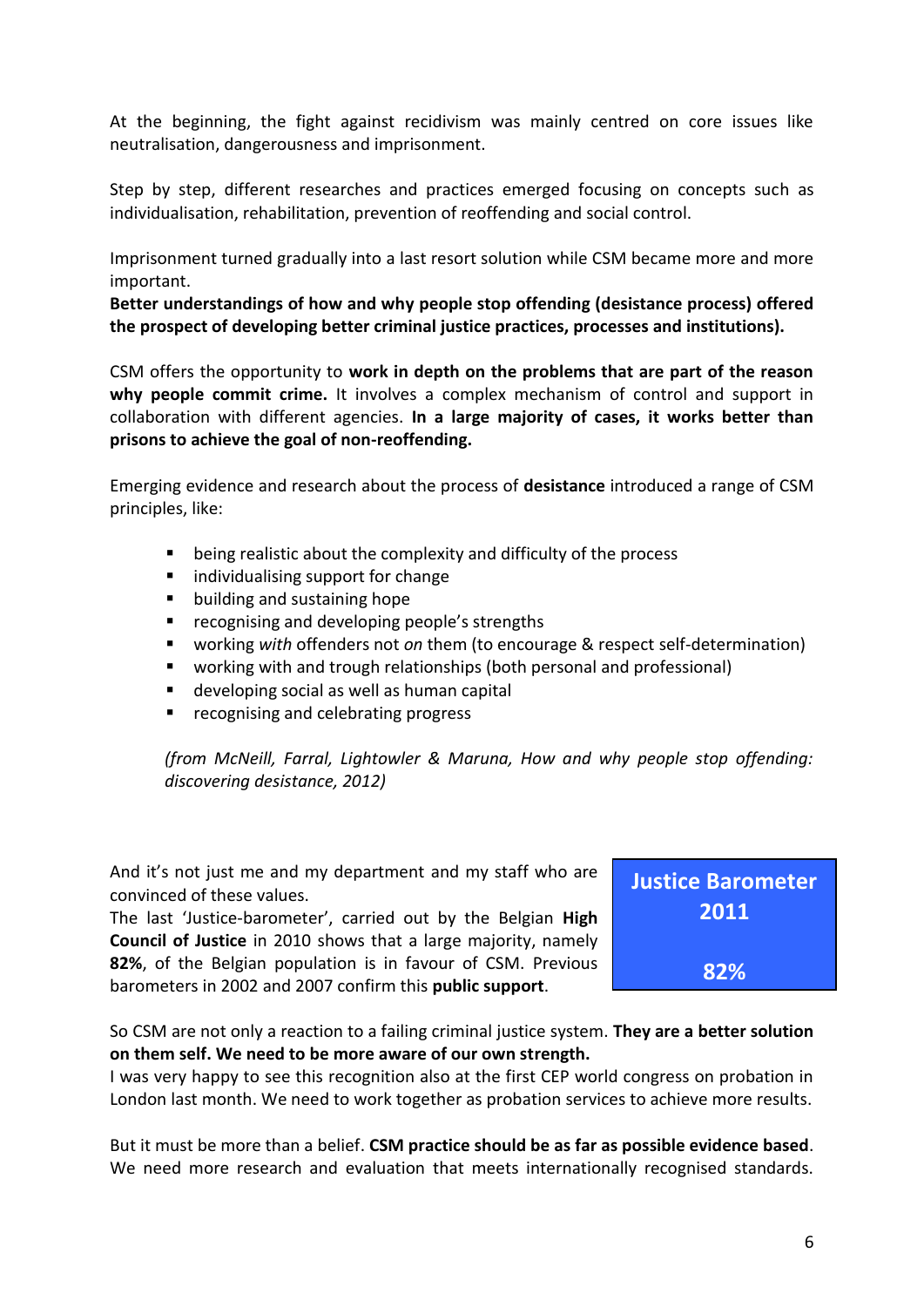At the beginning, the fight against recidivism was mainly centred on core issues like neutralisation, dangerousness and imprisonment.

Step by step, different researches and practices emerged focusing on concepts such as individualisation, rehabilitation, prevention of reoffending and social control.

Imprisonment turned gradually into a last resort solution while CSM became more and more important.
**Better understandings of how and why people stop offending (desistance process) offered the prospect of developing better criminal justice practices, processes and institutions).**

CSM offers the opportunity to **work in depth on the problems that are part of the reason why people commit crime.** It involves a complex mechanism of control and support in collaboration with different agencies. **In a large majority of cases, it works better than prisons to achieve the goal of non-reoffending.**

Emerging evidence and research about the process of **desistance** introduced a range of CSM principles, like:

- being realistic about the complexity and difficulty of the process
- individualising support for change
- building and sustaining hope
- recognising and developing people's strengths
- working *with* offenders not *on* them (to encourage & respect self-determination)
- working with and trough relationships (both personal and professional)
- developing social as well as human capital
- recognising and celebrating progress

*(from McNeill, Farral, Lightowler & Maruna, How and why people stop offending: discovering desistance, 2012)*

And it's not just me and my department and my staff who are convinced of these values.
The last 'Justice-barometer', carried out by the Belgian **High Council of Justice** in 2010 shows that a large majority, namely **82%**, of the Belgian population is in favour of CSM. Previous barometers in 2002 and 2007 confirm this **public support**.

**Justice Barometer 2011**

**82%**

So CSM are not only a reaction to a failing criminal justice system. **They are a better solution on them self. We need to be more aware of our own strength.**
I was very happy to see this recognition also at the first CEP world congress on probation in London last month. We need to work together as probation services to achieve more results.

But it must be more than a belief. **CSM practice should be as far as possible evidence based**. We need more research and evaluation that meets internationally recognised standards.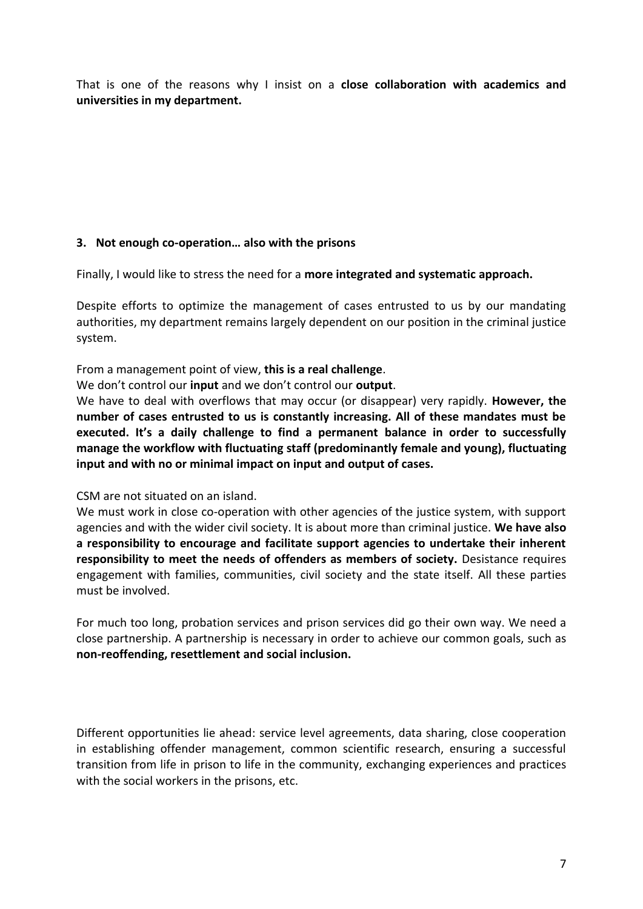That is one of the reasons why I insist on a **close collaboration with academics and universities in my department.**

### 3. Not enough co-operation… also with the prisons

Finally, I would like to stress the need for a **more integrated and systematic approach.**

Despite efforts to optimize the management of cases entrusted to us by our mandating authorities, my department remains largely dependent on our position in the criminal justice system.

From a management point of view, **this is a real challenge**.
We don't control our **input** and we don't control our **output**.
We have to deal with overflows that may occur (or disappear) very rapidly. **However, the number of cases entrusted to us is constantly increasing. All of these mandates must be executed. It's a daily challenge to find a permanent balance in order to successfully manage the workflow with fluctuating staff (predominantly female and young), fluctuating input and with no or minimal impact on input and output of cases.**

CSM are not situated on an island.
We must work in close co-operation with other agencies of the justice system, with support agencies and with the wider civil society. It is about more than criminal justice. **We have also a responsibility to encourage and facilitate support agencies to undertake their inherent responsibility to meet the needs of offenders as members of society.** Desistance requires engagement with families, communities, civil society and the state itself. All these parties must be involved.

For much too long, probation services and prison services did go their own way. We need a close partnership. A partnership is necessary in order to achieve our common goals, such as **non-reoffending, resettlement and social inclusion.**

Different opportunities lie ahead: service level agreements, data sharing, close cooperation in establishing offender management, common scientific research, ensuring a successful transition from life in prison to life in the community, exchanging experiences and practices with the social workers in the prisons, etc.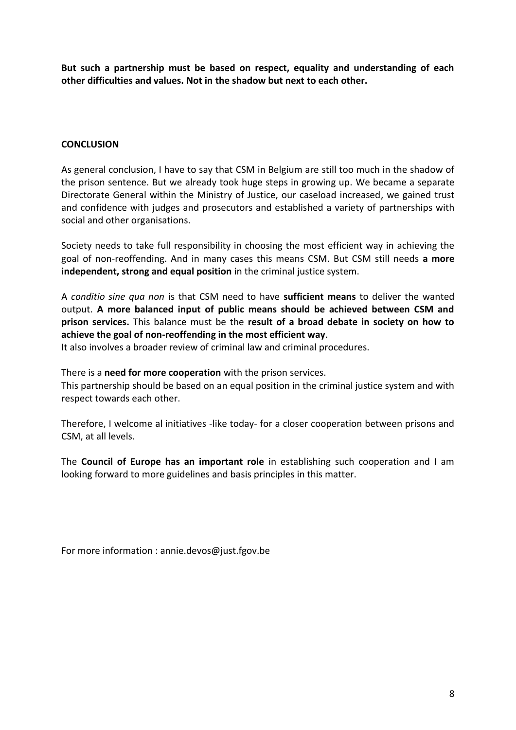**But such a partnership must be based on respect, equality and understanding of each other difficulties and values. Not in the shadow but next to each other.**

## CONCLUSION

As general conclusion, I have to say that CSM in Belgium are still too much in the shadow of the prison sentence. But we already took huge steps in growing up. We became a separate Directorate General within the Ministry of Justice, our caseload increased, we gained trust and confidence with judges and prosecutors and established a variety of partnerships with social and other organisations.

Society needs to take full responsibility in choosing the most efficient way in achieving the goal of non-reoffending. And in many cases this means CSM. But CSM still needs **a more independent, strong and equal position** in the criminal justice system.

A *conditio sine qua non* is that CSM need to have **sufficient means** to deliver the wanted output. **A more balanced input of public means should be achieved between CSM and prison services.** This balance must be the **result of a broad debate in society on how to achieve the goal of non-reoffending in the most efficient way**.
It also involves a broader review of criminal law and criminal procedures.

There is a **need for more cooperation** with the prison services.
This partnership should be based on an equal position in the criminal justice system and with respect towards each other.

Therefore, I welcome al initiatives -like today- for a closer cooperation between prisons and CSM, at all levels.

The **Council of Europe has an important role** in establishing such cooperation and I am looking forward to more guidelines and basis principles in this matter.

For more information : annie.devos@just.fgov.be